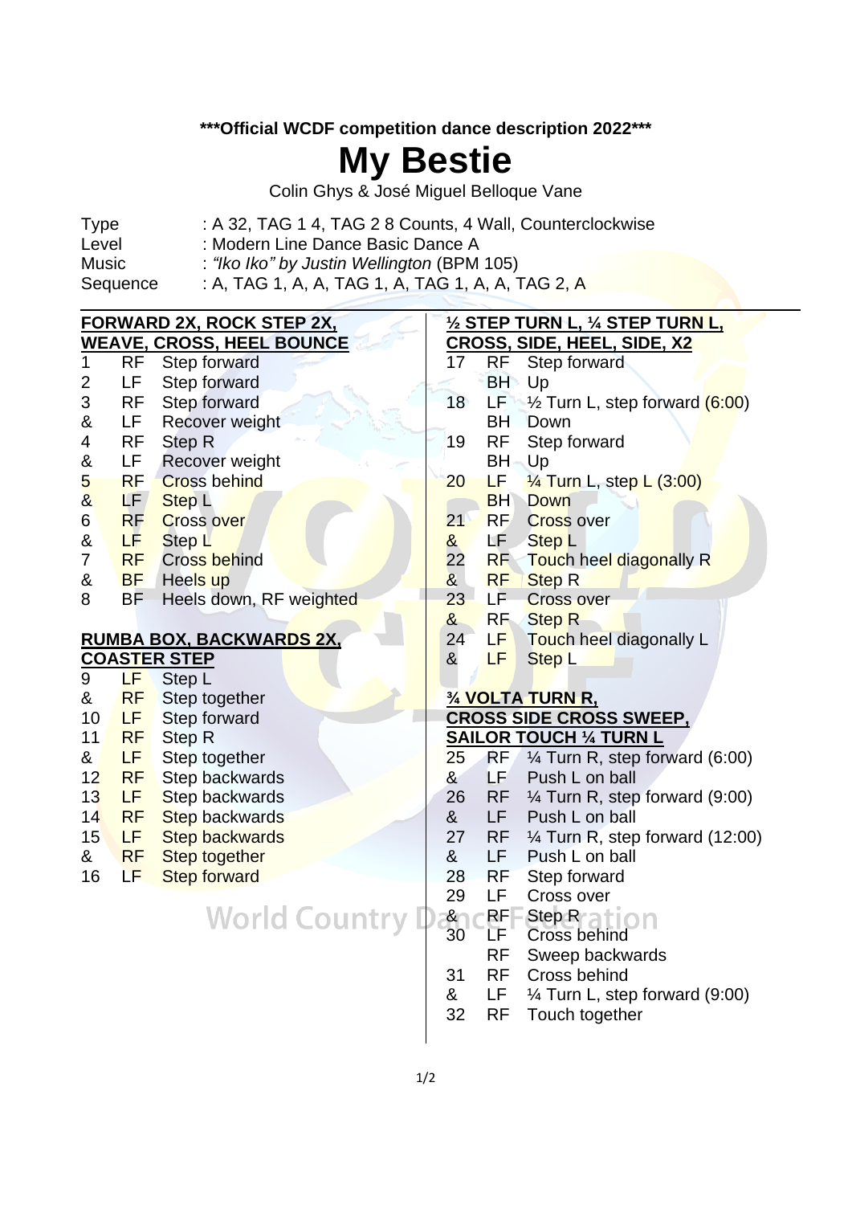***Official WCDF competition dance description 2022***

# My Bestie

Colin Ghys & José Miguel Belloque Vane

| | |
|---|---|
| Type | : A 32, TAG 1 4, TAG 2 8 Counts, 4 Wall, Counterclockwise |
| Level | : Modern Line Dance Basic Dance A |
| Music | : *“Iko Iko” by Justin Wellington* (BPM 105) |
| Sequence | : A, TAG 1, A, A, TAG 1, A, TAG 1, A, A, TAG 2, A |

**FORWARD 2X, ROCK STEP 2X, WEAVE, CROSS, HEEL BOUNCE**

| | | |
|---|---|---|
| 1 | RF | Step forward |
| 2 | LF | Step forward |
| 3 | RF | Step forward |
| & | LF | Recover weight |
| 4 | RF | Step R |
| & | LF | Recover weight |
| 5 | RF | Cross behind |
| & | LF | Step L |
| 6 | RF | Cross over |
| & | LF | Step L |
| 7 | RF | Cross behind |
| & | BF | Heels up |
| 8 | BF | Heels down, RF weighted |

**RUMBA BOX, BACKWARDS 2X, COASTER STEP**

| | | |
|---|---|---|
| 9 | LF | Step L |
| & | RF | Step together |
| 10 | LF | Step forward |
| 11 | RF | Step R |
| & | LF | Step together |
| 12 | RF | Step backwards |
| 13 | LF | Step backwards |
| 14 | RF | Step backwards |
| 15 | LF | Step backwards |
| & | RF | Step together |
| 16 | LF | Step forward |

**½ STEP TURN L, ¼ STEP TURN L, CROSS, SIDE, HEEL, SIDE, X2**

| | | |
|---|---|---|
| 17 | RF | Step forward |
| | BH | Up |
| 18 | LF | ½ Turn L, step forward (6:00) |
| | BH | Down |
| 19 | RF | Step forward |
| | BH | Up |
| 20 | LF | ¼ Turn L, step L (3:00) |
| | BH | Down |
| 21 | RF | Cross over |
| & | LF | Step L |
| 22 | RF | Touch heel diagonally R |
| & | RF | Step R |
| 23 | LF | Cross over |
| & | RF | Step R |
| 24 | LF | Touch heel diagonally L |
| & | LF | Step L |

**¾ VOLTA TURN R, CROSS SIDE CROSS SWEEP, SAILOR TOUCH ¼ TURN L**

| | | |
|---|---|---|
| 25 | RF | ¼ Turn R, step forward (6:00) |
| & | LF | Push L on ball |
| 26 | RF | ¼ Turn R, step forward (9:00) |
| & | LF | Push L on ball |
| 27 | RF | ¼ Turn R, step forward (12:00) |
| & | LF | Push L on ball |
| 28 | RF | Step forward |
| 29 | LF | Cross over |
| & | RF | Step R |
| 30 | LF | Cross behind |
| | RF | Sweep backwards |
| 31 | RF | Cross behind |
| & | LF | ¼ Turn L, step forward (9:00) |
| 32 | RF | Touch together |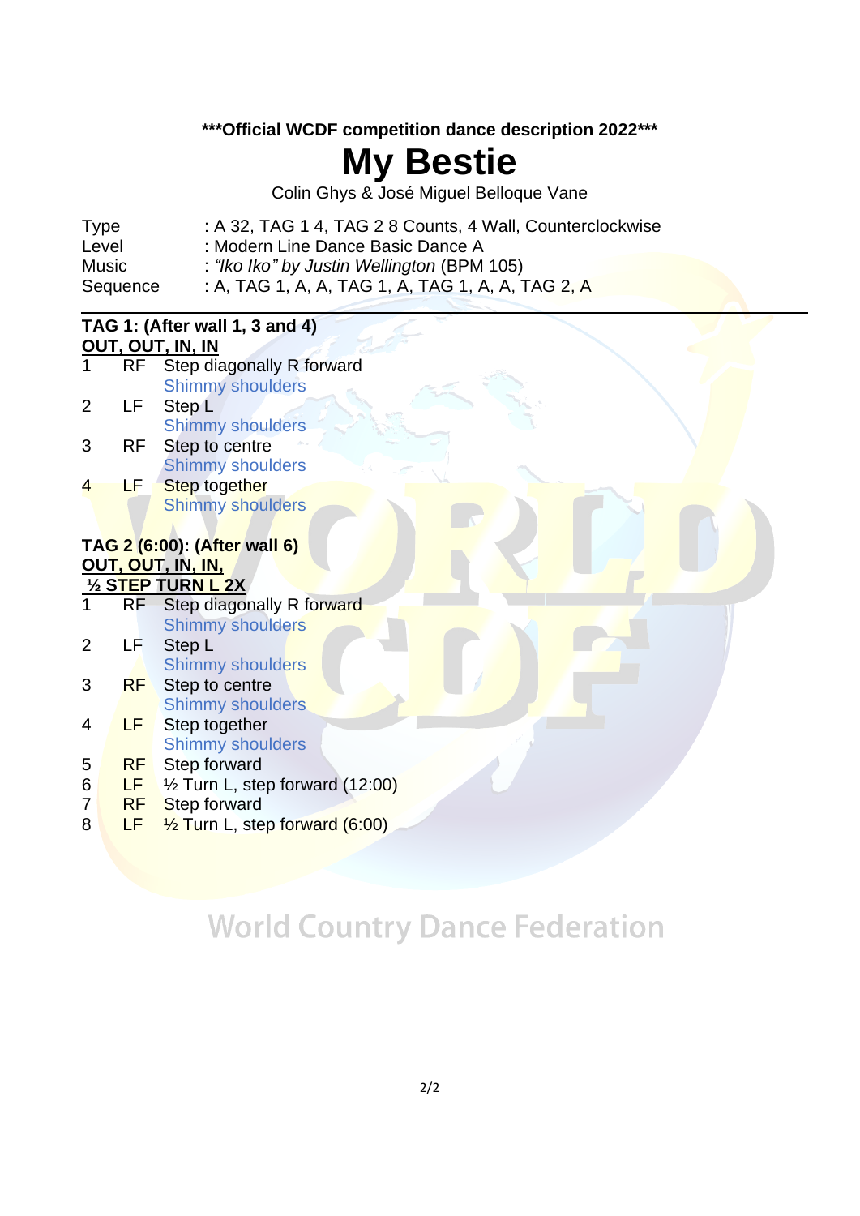***Official WCDF competition dance description 2022***

# My Bestie

Colin Ghys & José Miguel Belloque Vane

| | |
|---|---|
| Type | : A 32, TAG 1 4, TAG 2 8 Counts, 4 Wall, Counterclockwise |
| Level | : Modern Line Dance Basic Dance A |
| Music | : *"Iko Iko" by Justin Wellington* (BPM 105) |
| Sequence | : A, TAG 1, A, A, TAG 1, A, TAG 1, A, A, TAG 2, A |

**TAG 1: (After wall 1, 3 and 4)**
**<u>OUT, OUT, IN, IN</u>**

| | | |
|---|---|---|
| 1 | RF | Step diagonally R forward<br>Shimmy shoulders |
| 2 | LF | Step L<br>Shimmy shoulders |
| 3 | RF | Step to centre<br>Shimmy shoulders |
| 4 | LF | Step together<br>Shimmy shoulders |

**TAG 2 (6:00): (After wall 6)**
**<u>OUT, OUT, IN, IN,</u>**
**<u>½ STEP TURN L 2X</u>**

| | | |
|---|---|---|
| 1 | RF | Step diagonally R forward<br>Shimmy shoulders |
| 2 | LF | Step L<br>Shimmy shoulders |
| 3 | RF | Step to centre<br>Shimmy shoulders |
| 4 | LF | Step together<br>Shimmy shoulders |
| 5 | RF | Step forward |
| 6 | LF | ½ Turn L, step forward (12:00) |
| 7 | RF | Step forward |
| 8 | LF | ½ Turn L, step forward (6:00) |